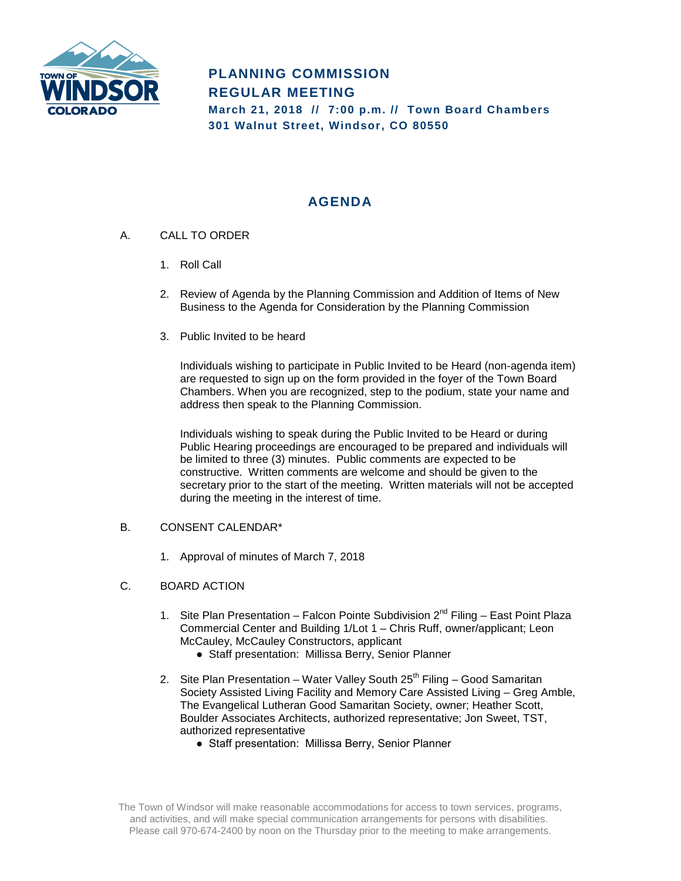# PLANNING COMMISSION REGULAR MEETING

**March 21, 2018 // 7:00 p.m. // Town Board Chambers**
**301 Walnut Street, Windsor, CO 80550**

## AGENDA

A. CALL TO ORDER

1. Roll Call

2. Review of Agenda by the Planning Commission and Addition of Items of New Business to the Agenda for Consideration by the Planning Commission

3. Public Invited to be heard

   Individuals wishing to participate in Public Invited to be Heard (non-agenda item) are requested to sign up on the form provided in the foyer of the Town Board Chambers. When you are recognized, step to the podium, state your name and address then speak to the Planning Commission.

   Individuals wishing to speak during the Public Invited to be Heard or during Public Hearing proceedings are encouraged to be prepared and individuals will be limited to three (3) minutes. Public comments are expected to be constructive. Written comments are welcome and should be given to the secretary prior to the start of the meeting. Written materials will not be accepted during the meeting in the interest of time.

B. CONSENT CALENDAR*

1. Approval of minutes of March 7, 2018

C. BOARD ACTION

1. Site Plan Presentation – Falcon Pointe Subdivision 2nd Filing – East Point Plaza Commercial Center and Building 1/Lot 1 – Chris Ruff, owner/applicant; Leon McCauley, McCauley Constructors, applicant
   - Staff presentation: Millissa Berry, Senior Planner

2. Site Plan Presentation – Water Valley South 25th Filing – Good Samaritan Society Assisted Living Facility and Memory Care Assisted Living – Greg Amble, The Evangelical Lutheran Good Samaritan Society, owner; Heather Scott, Boulder Associates Architects, authorized representative; Jon Sweet, TST, authorized representative
   - Staff presentation: Millissa Berry, Senior Planner

The Town of Windsor will make reasonable accommodations for access to town services, programs, and activities, and will make special communication arrangements for persons with disabilities. Please call 970-674-2400 by noon on the Thursday prior to the meeting to make arrangements.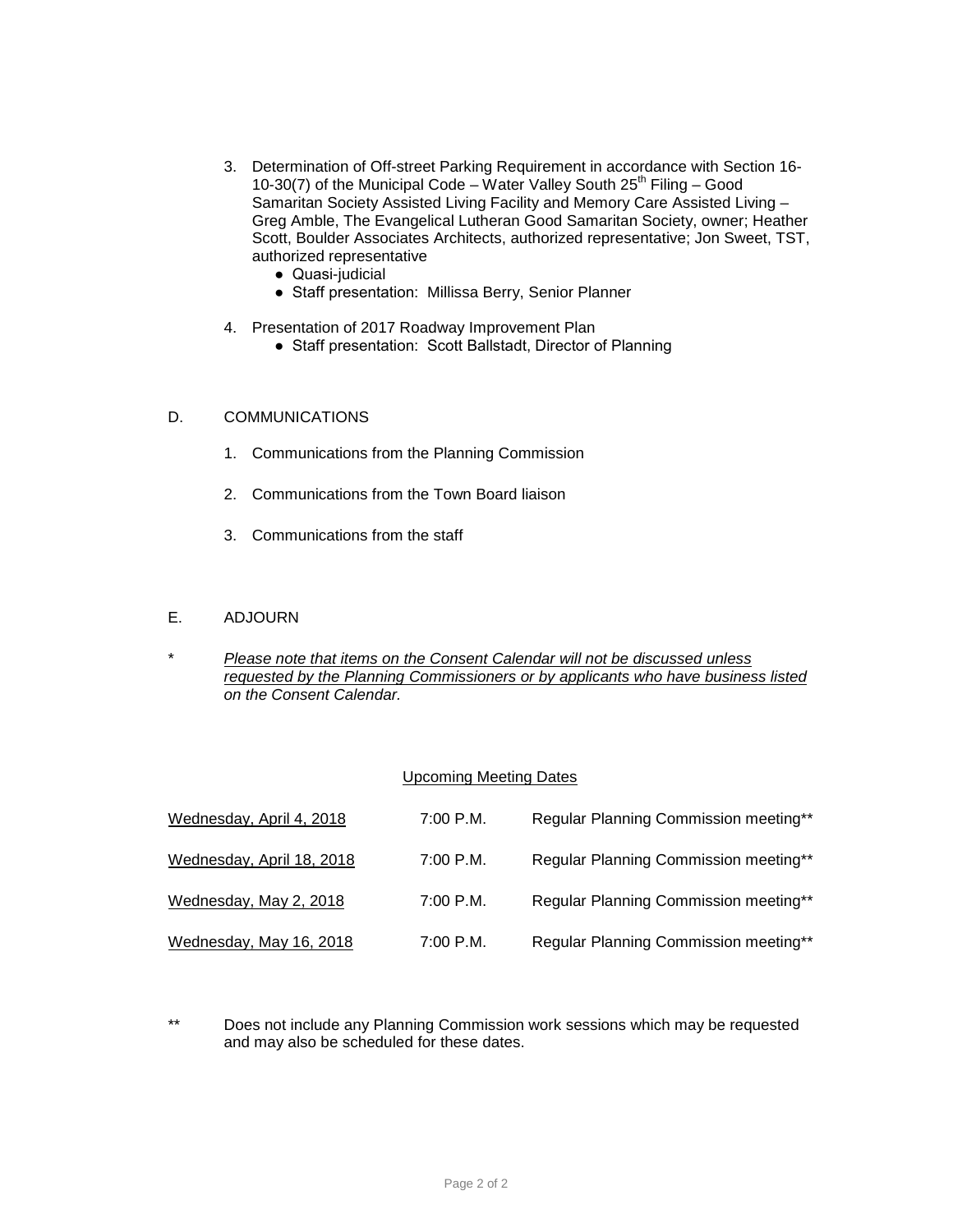3. Determination of Off-street Parking Requirement in accordance with Section 16-10-30(7) of the Municipal Code – Water Valley South 25th Filing – Good Samaritan Society Assisted Living Facility and Memory Care Assisted Living – Greg Amble, The Evangelical Lutheran Good Samaritan Society, owner; Heather Scott, Boulder Associates Architects, authorized representative; Jon Sweet, TST, authorized representative
   - Quasi-judicial
   - Staff presentation: Millissa Berry, Senior Planner

4. Presentation of 2017 Roadway Improvement Plan
   - Staff presentation: Scott Ballstadt, Director of Planning

## D. COMMUNICATIONS

1. Communications from the Planning Commission

2. Communications from the Town Board liaison

3. Communications from the staff

## E. ADJOURN

\* *Please note that items on the Consent Calendar will not be discussed unless requested by the Planning Commissioners or by applicants who have business listed on the Consent Calendar.*

Upcoming Meeting Dates

| | | |
|---|---|---|
| Wednesday, April 4, 2018 | 7:00 P.M. | Regular Planning Commission meeting** |
| Wednesday, April 18, 2018 | 7:00 P.M. | Regular Planning Commission meeting** |
| Wednesday, May 2, 2018 | 7:00 P.M. | Regular Planning Commission meeting** |
| Wednesday, May 16, 2018 | 7:00 P.M. | Regular Planning Commission meeting** |

** Does not include any Planning Commission work sessions which may be requested and may also be scheduled for these dates.